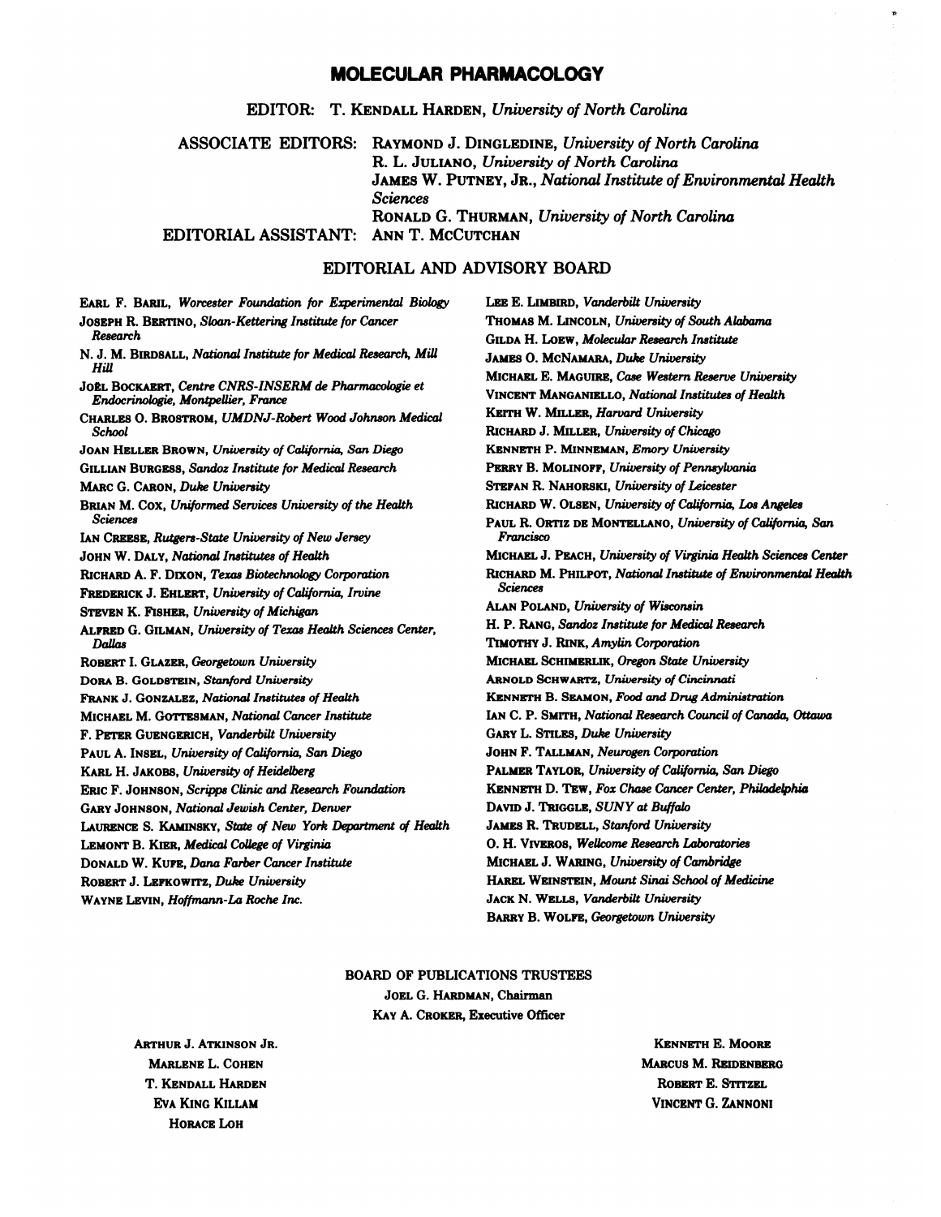# MOLECULAR PHARMACOLOGY

EDITOR: T. KENDALL HARDEN, *University of North Carolina*

ASSOCIATE EDITORS: RAYMOND J. DINGLEDINE, *University of North Carolina*
R. L. JULIANO, *University of North Carolina*
JAMES W. PUTNEY, JR., *National Institute of Environmental Health Sciences*
RONALD G. THURMAN, *University of North Carolina*

EDITORIAL ASSISTANT: ANN T. MCCUTCHAN

## EDITORIAL AND ADVISORY BOARD

EARL F. BARIL, *Worcester Foundation for Experimental Biology*
JOSEPH R. BERTINO, *Sloan-Kettering Institute for Cancer Research*
N. J. M. BIRDSALL, *National Institute for Medical Research, Mill Hill*
JOËL BOCKAERT, *Centre CNRS-INSERM de Pharmacologie et Endocrinologie, Montpellier, France*
CHARLES O. BROSTROM, *UMDNJ-Robert Wood Johnson Medical School*
JOAN HELLER BROWN, *University of California, San Diego*
GILLIAN BURGESS, *Sandoz Institute for Medical Research*
MARC G. CARON, *Duke University*
BRIAN M. COX, *Uniformed Services University of the Health Sciences*
IAN CREESE, *Rutgers-State University of New Jersey*
JOHN W. DALY, *National Institutes of Health*
RICHARD A. F. DIXON, *Texas Biotechnology Corporation*
FREDERICK J. EHLERT, *University of California, Irvine*
STEVEN K. FISHER, *University of Michigan*
ALFRED G. GILMAN, *University of Texas Health Sciences Center, Dallas*
ROBERT I. GLAZER, *Georgetown University*
DORA B. GOLDSTEIN, *Stanford University*
FRANK J. GONZALEZ, *National Institutes of Health*
MICHAEL M. GOTTESMAN, *National Cancer Institute*
F. PETER GUENGERICH, *Vanderbilt University*
PAUL A. INSEL, *University of California, San Diego*
KARL H. JAKOBS, *University of Heidelberg*
ERIC F. JOHNSON, *Scripps Clinic and Research Foundation*
GARY JOHNSON, *National Jewish Center, Denver*
LAURENCE S. KAMINSKY, *State of New York Department of Health*
LEMONT B. KIER, *Medical College of Virginia*
DONALD W. KUFE, *Dana Farber Cancer Institute*
ROBERT J. LEFKOWITZ, *Duke University*
WAYNE LEVIN, *Hoffmann-La Roche Inc.*
LEE E. LIMBIRD, *Vanderbilt University*
THOMAS M. LINCOLN, *University of South Alabama*
GILDA H. LOEW, *Molecular Research Institute*
JAMES O. MCNAMARA, *Duke University*
MICHAEL E. MAGUIRE, *Case Western Reserve University*
VINCENT MANGANIELLO, *National Institutes of Health*
KEITH W. MILLER, *Harvard University*
RICHARD J. MILLER, *University of Chicago*
KENNETH P. MINNEMAN, *Emory University*
PERRY B. MOLINOFF, *University of Pennsylvania*
STEFAN R. NAHORSKI, *University of Leicester*
RICHARD W. OLSEN, *University of California, Los Angeles*
PAUL R. ORTIZ DE MONTELLANO, *University of California, San Francisco*
MICHAEL J. PEACH, *University of Virginia Health Sciences Center*
RICHARD M. PHILPOT, *National Institute of Environmental Health Sciences*
ALAN POLAND, *University of Wisconsin*
H. P. RANG, *Sandoz Institute for Medical Research*
TIMOTHY J. RINK, *Amylin Corporation*
MICHAEL SCHIMERLIK, *Oregon State University*
ARNOLD SCHWARTZ, *University of Cincinnati*
KENNETH B. SEAMON, *Food and Drug Administration*
IAN C. P. SMITH, *National Research Council of Canada, Ottawa*
GARY L. STILES, *Duke University*
JOHN F. TALLMAN, *Neurogen Corporation*
PALMER TAYLOR, *University of California, San Diego*
KENNETH D. TEW, *Fox Chase Cancer Center, Philadelphia*
DAVID J. TRIGGLE, *SUNY at Buffalo*
JAMES R. TRUDELL, *Stanford University*
O. H. VIVEROS, *Wellcome Research Laboratories*
MICHAEL J. WARING, *University of Cambridge*
HAREL WEINSTEIN, *Mount Sinai School of Medicine*
JACK N. WELLS, *Vanderbilt University*
BARRY B. WOLFE, *Georgetown University*

## BOARD OF PUBLICATIONS TRUSTEES

JOEL G. HARDMAN, Chairman
KAY A. CROKER, Executive Officer

ARTHUR J. ATKINSON JR.
MARLENE L. COHEN
T. KENDALL HARDEN
EVA KING KILLAM
HORACE LOH
KENNETH E. MOORE
MARCUS M. REIDENBERG
ROBERT E. STITZEL
VINCENT G. ZANNONI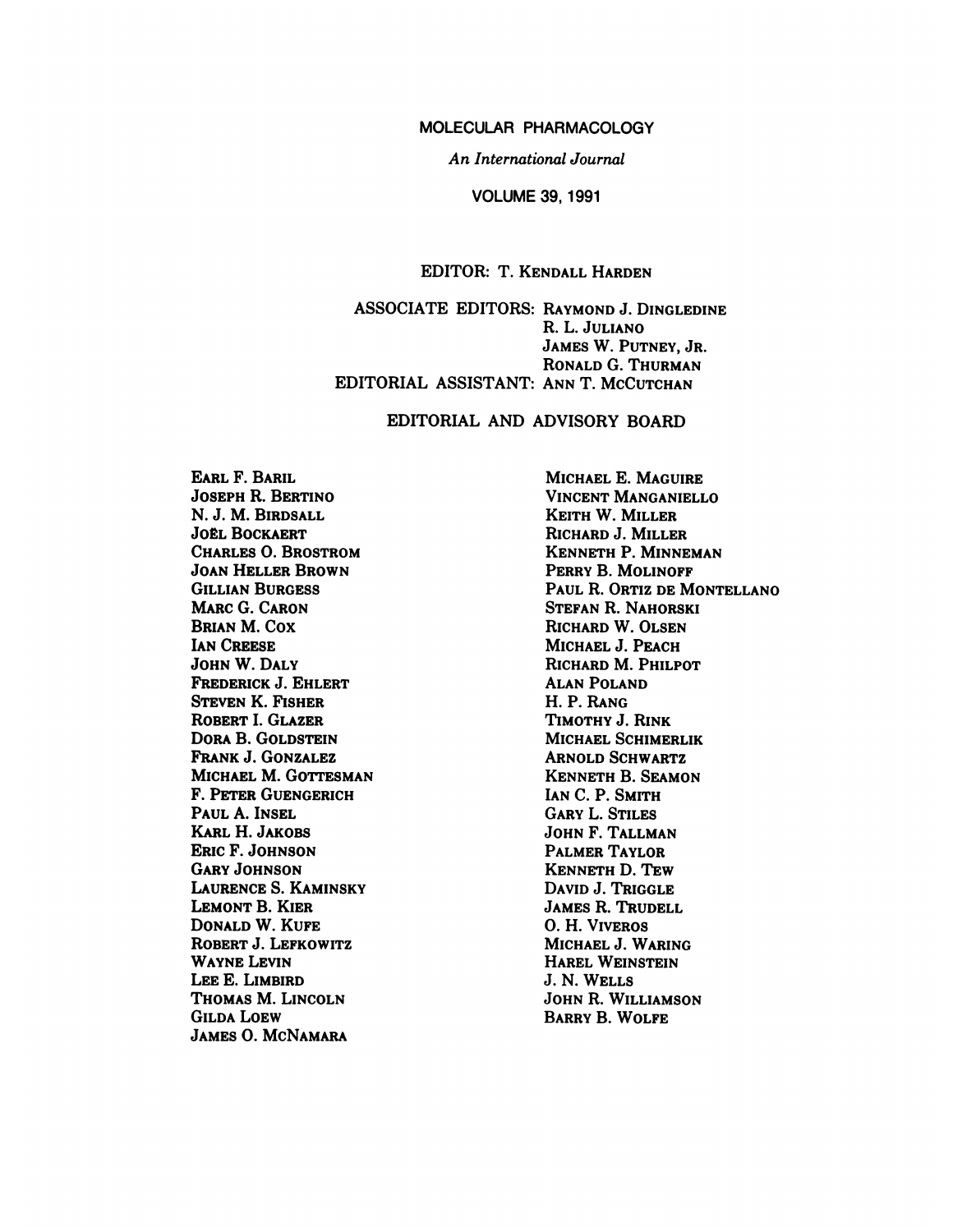# MOLECULAR PHARMACOLOGY

*An International Journal*

VOLUME 39, 1991

EDITOR: T. KENDALL HARDEN

ASSOCIATE EDITORS: RAYMOND J. DINGLEDINE
R. L. JULIANO
JAMES W. PUTNEY, JR.
RONALD G. THURMAN

EDITORIAL ASSISTANT: ANN T. MCCUTCHAN

## EDITORIAL AND ADVISORY BOARD

EARL F. BARIL
JOSEPH R. BERTINO
N. J. M. BIRDSALL
JOËL BOCKAERT
CHARLES O. BROSTROM
JOAN HELLER BROWN
GILLIAN BURGESS
MARC G. CARON
BRIAN M. COX
IAN CREESE
JOHN W. DALY
FREDERICK J. EHLERT
STEVEN K. FISHER
ROBERT I. GLAZER
DORA B. GOLDSTEIN
FRANK J. GONZALEZ
MICHAEL M. GOTTESMAN
F. PETER GUENGERICH
PAUL A. INSEL
KARL H. JAKOBS
ERIC F. JOHNSON
GARY JOHNSON
LAURENCE S. KAMINSKY
LEMONT B. KIER
DONALD W. KUFE
ROBERT J. LEFKOWITZ
WAYNE LEVIN
LEE E. LIMBIRD
THOMAS M. LINCOLN
GILDA LOEW
JAMES O. MCNAMARA
MICHAEL E. MAGUIRE
VINCENT MANGANIELLO
KEITH W. MILLER
RICHARD J. MILLER
KENNETH P. MINNEMAN
PERRY B. MOLINOFF
PAUL R. ORTIZ DE MONTELLANO
STEFAN R. NAHORSKI
RICHARD W. OLSEN
MICHAEL J. PEACH
RICHARD M. PHILPOT
ALAN POLAND
H. P. RANG
TIMOTHY J. RINK
MICHAEL SCHIMERLIK
ARNOLD SCHWARTZ
KENNETH B. SEAMON
IAN C. P. SMITH
GARY L. STILES
JOHN F. TALLMAN
PALMER TAYLOR
KENNETH D. TEW
DAVID J. TRIGGLE
JAMES R. TRUDELL
O. H. VIVEROS
MICHAEL J. WARING
HAREL WEINSTEIN
J. N. WELLS
JOHN R. WILLIAMSON
BARRY B. WOLFE